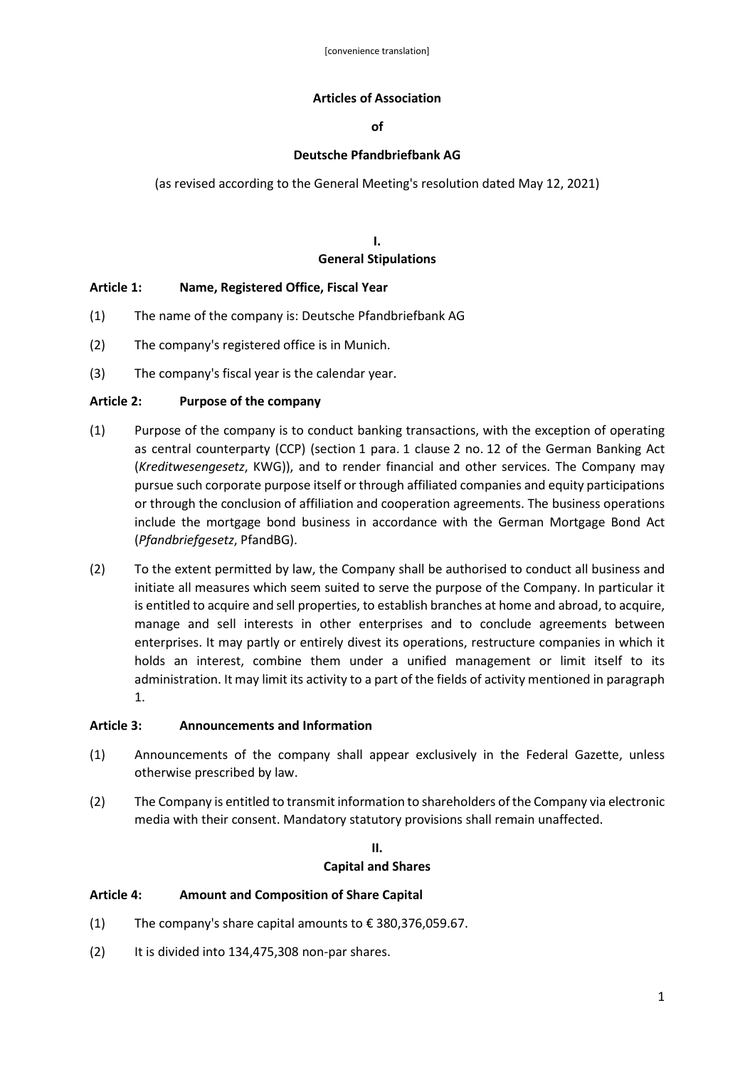[convenience translation]

# Articles of Association

# of

# Deutsche Pfandbriefbank AG

(as revised according to the General Meeting's resolution dated May 12, 2021)

## I.
## General Stipulations

### Article 1: Name, Registered Office, Fiscal Year

(1) The name of the company is: Deutsche Pfandbriefbank AG

(2) The company's registered office is in Munich.

(3) The company's fiscal year is the calendar year.

### Article 2: Purpose of the company

(1) Purpose of the company is to conduct banking transactions, with the exception of operating as central counterparty (CCP) (section 1 para. 1 clause 2 no. 12 of the German Banking Act (*Kreditwesengesetz*, KWG)), and to render financial and other services. The Company may pursue such corporate purpose itself or through affiliated companies and equity participations or through the conclusion of affiliation and cooperation agreements. The business operations include the mortgage bond business in accordance with the German Mortgage Bond Act (*Pfandbriefgesetz*, PfandBG).

(2) To the extent permitted by law, the Company shall be authorised to conduct all business and initiate all measures which seem suited to serve the purpose of the Company. In particular it is entitled to acquire and sell properties, to establish branches at home and abroad, to acquire, manage and sell interests in other enterprises and to conclude agreements between enterprises. It may partly or entirely divest its operations, restructure companies in which it holds an interest, combine them under a unified management or limit itself to its administration. It may limit its activity to a part of the fields of activity mentioned in paragraph 1.

### Article 3: Announcements and Information

(1) Announcements of the company shall appear exclusively in the Federal Gazette, unless otherwise prescribed by law.

(2) The Company is entitled to transmit information to shareholders of the Company via electronic media with their consent. Mandatory statutory provisions shall remain unaffected.

## II.
## Capital and Shares

### Article 4: Amount and Composition of Share Capital

(1) The company's share capital amounts to € 380,376,059.67.

(2) It is divided into 134,475,308 non-par shares.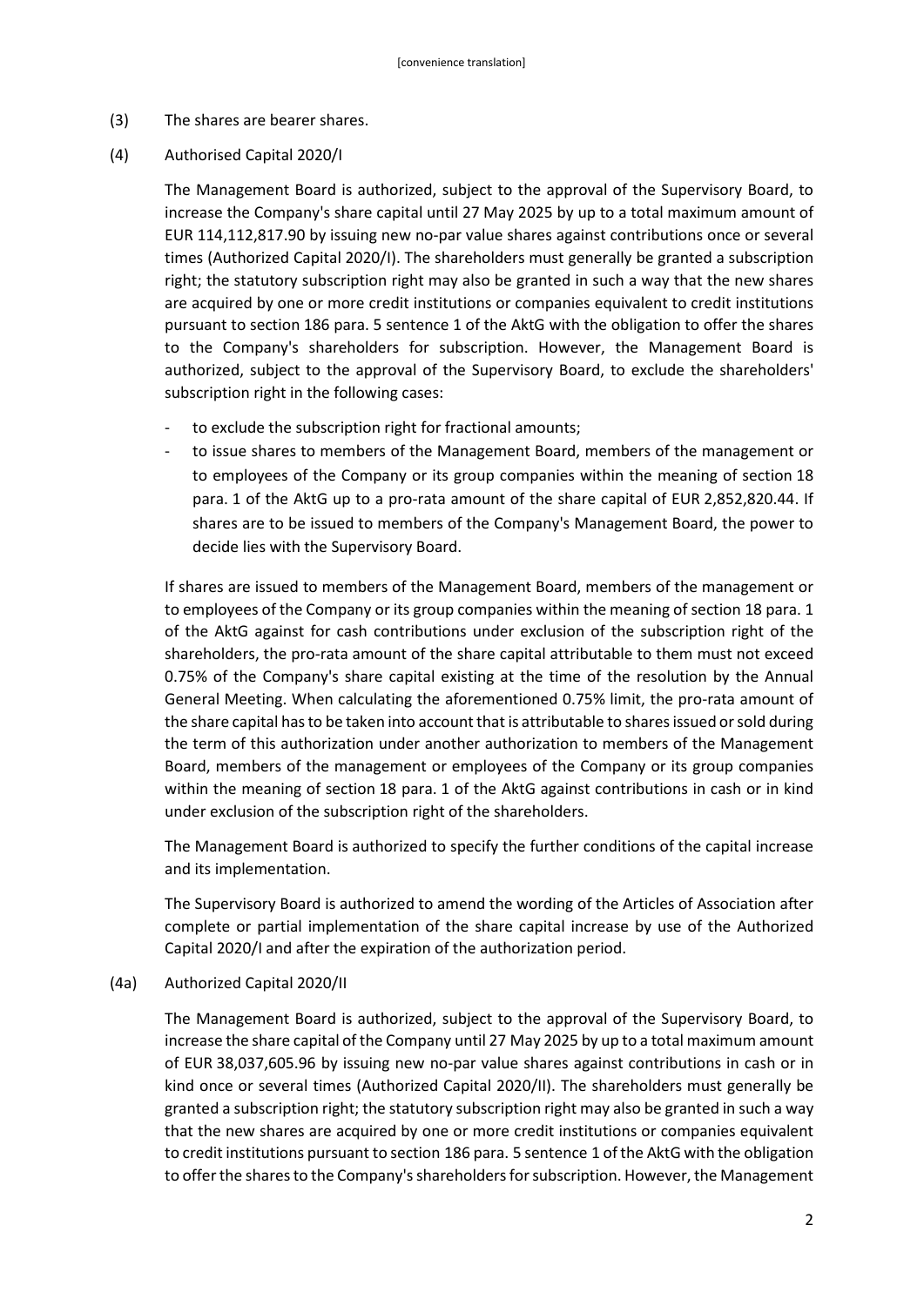(3) The shares are bearer shares.

(4) Authorised Capital 2020/I

The Management Board is authorized, subject to the approval of the Supervisory Board, to increase the Company's share capital until 27 May 2025 by up to a total maximum amount of EUR 114,112,817.90 by issuing new no-par value shares against contributions once or several times (Authorized Capital 2020/I). The shareholders must generally be granted a subscription right; the statutory subscription right may also be granted in such a way that the new shares are acquired by one or more credit institutions or companies equivalent to credit institutions pursuant to section 186 para. 5 sentence 1 of the AktG with the obligation to offer the shares to the Company's shareholders for subscription. However, the Management Board is authorized, subject to the approval of the Supervisory Board, to exclude the shareholders' subscription right in the following cases:

- to exclude the subscription right for fractional amounts;
- to issue shares to members of the Management Board, members of the management or to employees of the Company or its group companies within the meaning of section 18 para. 1 of the AktG up to a pro-rata amount of the share capital of EUR 2,852,820.44. If shares are to be issued to members of the Company's Management Board, the power to decide lies with the Supervisory Board.

If shares are issued to members of the Management Board, members of the management or to employees of the Company or its group companies within the meaning of section 18 para. 1 of the AktG against for cash contributions under exclusion of the subscription right of the shareholders, the pro-rata amount of the share capital attributable to them must not exceed 0.75% of the Company's share capital existing at the time of the resolution by the Annual General Meeting. When calculating the aforementioned 0.75% limit, the pro-rata amount of the share capital has to be taken into account that is attributable to shares issued or sold during the term of this authorization under another authorization to members of the Management Board, members of the management or employees of the Company or its group companies within the meaning of section 18 para. 1 of the AktG against contributions in cash or in kind under exclusion of the subscription right of the shareholders.

The Management Board is authorized to specify the further conditions of the capital increase and its implementation.

The Supervisory Board is authorized to amend the wording of the Articles of Association after complete or partial implementation of the share capital increase by use of the Authorized Capital 2020/I and after the expiration of the authorization period.

(4a) Authorized Capital 2020/II

The Management Board is authorized, subject to the approval of the Supervisory Board, to increase the share capital of the Company until 27 May 2025 by up to a total maximum amount of EUR 38,037,605.96 by issuing new no-par value shares against contributions in cash or in kind once or several times (Authorized Capital 2020/II). The shareholders must generally be granted a subscription right; the statutory subscription right may also be granted in such a way that the new shares are acquired by one or more credit institutions or companies equivalent to credit institutions pursuant to section 186 para. 5 sentence 1 of the AktG with the obligation to offer the shares to the Company's shareholders for subscription. However, the Management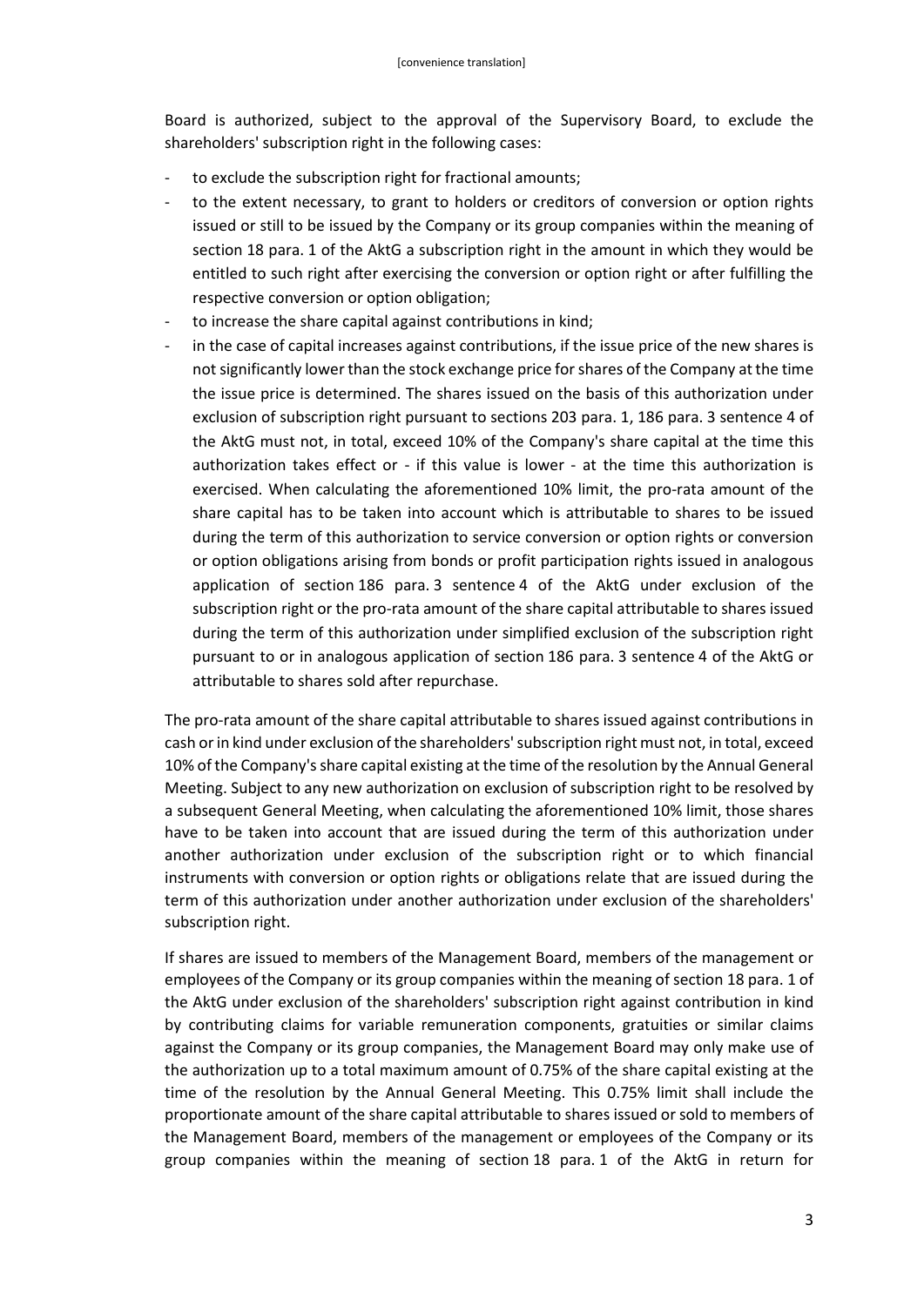Board is authorized, subject to the approval of the Supervisory Board, to exclude the shareholders' subscription right in the following cases:

- to exclude the subscription right for fractional amounts;
- to the extent necessary, to grant to holders or creditors of conversion or option rights issued or still to be issued by the Company or its group companies within the meaning of section 18 para. 1 of the AktG a subscription right in the amount in which they would be entitled to such right after exercising the conversion or option right or after fulfilling the respective conversion or option obligation;
- to increase the share capital against contributions in kind;
- in the case of capital increases against contributions, if the issue price of the new shares is not significantly lower than the stock exchange price for shares of the Company at the time the issue price is determined. The shares issued on the basis of this authorization under exclusion of subscription right pursuant to sections 203 para. 1, 186 para. 3 sentence 4 of the AktG must not, in total, exceed 10% of the Company's share capital at the time this authorization takes effect or - if this value is lower - at the time this authorization is exercised. When calculating the aforementioned 10% limit, the pro-rata amount of the share capital has to be taken into account which is attributable to shares to be issued during the term of this authorization to service conversion or option rights or conversion or option obligations arising from bonds or profit participation rights issued in analogous application of section 186 para. 3 sentence 4 of the AktG under exclusion of the subscription right or the pro-rata amount of the share capital attributable to shares issued during the term of this authorization under simplified exclusion of the subscription right pursuant to or in analogous application of section 186 para. 3 sentence 4 of the AktG or attributable to shares sold after repurchase.

The pro-rata amount of the share capital attributable to shares issued against contributions in cash or in kind under exclusion of the shareholders' subscription right must not, in total, exceed 10% of the Company's share capital existing at the time of the resolution by the Annual General Meeting. Subject to any new authorization on exclusion of subscription right to be resolved by a subsequent General Meeting, when calculating the aforementioned 10% limit, those shares have to be taken into account that are issued during the term of this authorization under another authorization under exclusion of the subscription right or to which financial instruments with conversion or option rights or obligations relate that are issued during the term of this authorization under another authorization under exclusion of the shareholders' subscription right.

If shares are issued to members of the Management Board, members of the management or employees of the Company or its group companies within the meaning of section 18 para. 1 of the AktG under exclusion of the shareholders' subscription right against contribution in kind by contributing claims for variable remuneration components, gratuities or similar claims against the Company or its group companies, the Management Board may only make use of the authorization up to a total maximum amount of 0.75% of the share capital existing at the time of the resolution by the Annual General Meeting. This 0.75% limit shall include the proportionate amount of the share capital attributable to shares issued or sold to members of the Management Board, members of the management or employees of the Company or its group companies within the meaning of section 18 para. 1 of the AktG in return for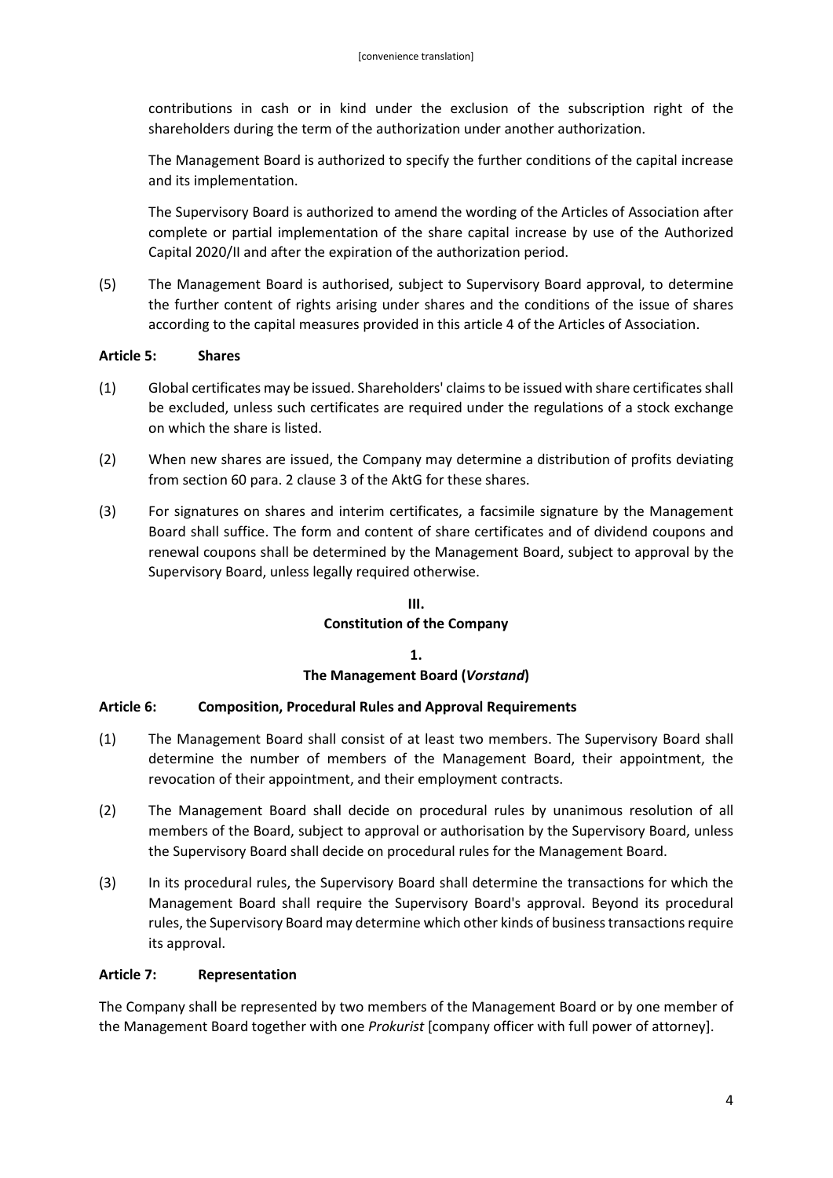contributions in cash or in kind under the exclusion of the subscription right of the shareholders during the term of the authorization under another authorization.

The Management Board is authorized to specify the further conditions of the capital increase and its implementation.

The Supervisory Board is authorized to amend the wording of the Articles of Association after complete or partial implementation of the share capital increase by use of the Authorized Capital 2020/II and after the expiration of the authorization period.

(5) The Management Board is authorised, subject to Supervisory Board approval, to determine the further content of rights arising under shares and the conditions of the issue of shares according to the capital measures provided in this article 4 of the Articles of Association.

**Article 5: Shares**

(1) Global certificates may be issued. Shareholders' claims to be issued with share certificates shall be excluded, unless such certificates are required under the regulations of a stock exchange on which the share is listed.

(2) When new shares are issued, the Company may determine a distribution of profits deviating from section 60 para. 2 clause 3 of the AktG for these shares.

(3) For signatures on shares and interim certificates, a facsimile signature by the Management Board shall suffice. The form and content of share certificates and of dividend coupons and renewal coupons shall be determined by the Management Board, subject to approval by the Supervisory Board, unless legally required otherwise.

## III.
## Constitution of the Company

### 1.
### The Management Board (*Vorstand*)

**Article 6: Composition, Procedural Rules and Approval Requirements**

(1) The Management Board shall consist of at least two members. The Supervisory Board shall determine the number of members of the Management Board, their appointment, the revocation of their appointment, and their employment contracts.

(2) The Management Board shall decide on procedural rules by unanimous resolution of all members of the Board, subject to approval or authorisation by the Supervisory Board, unless the Supervisory Board shall decide on procedural rules for the Management Board.

(3) In its procedural rules, the Supervisory Board shall determine the transactions for which the Management Board shall require the Supervisory Board's approval. Beyond its procedural rules, the Supervisory Board may determine which other kinds of business transactions require its approval.

**Article 7: Representation**

The Company shall be represented by two members of the Management Board or by one member of the Management Board together with one *Prokurist* [company officer with full power of attorney].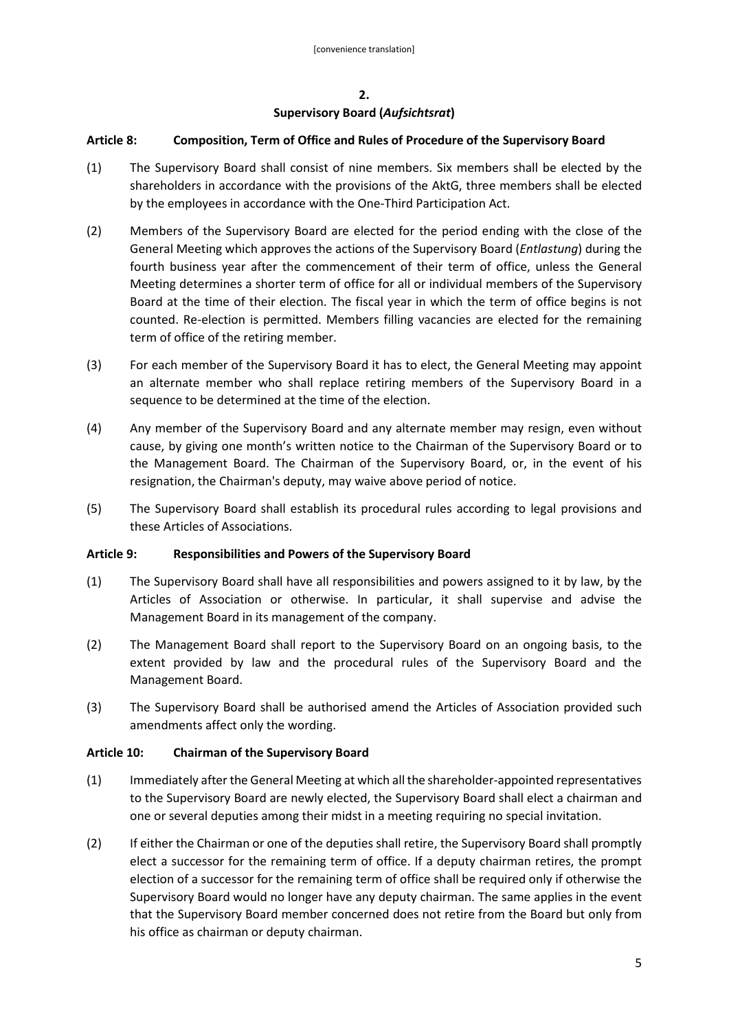## 2.
## Supervisory Board (*Aufsichtsrat*)

### Article 8: Composition, Term of Office and Rules of Procedure of the Supervisory Board

(1) The Supervisory Board shall consist of nine members. Six members shall be elected by the shareholders in accordance with the provisions of the AktG, three members shall be elected by the employees in accordance with the One-Third Participation Act.

(2) Members of the Supervisory Board are elected for the period ending with the close of the General Meeting which approves the actions of the Supervisory Board (*Entlastung*) during the fourth business year after the commencement of their term of office, unless the General Meeting determines a shorter term of office for all or individual members of the Supervisory Board at the time of their election. The fiscal year in which the term of office begins is not counted. Re-election is permitted. Members filling vacancies are elected for the remaining term of office of the retiring member.

(3) For each member of the Supervisory Board it has to elect, the General Meeting may appoint an alternate member who shall replace retiring members of the Supervisory Board in a sequence to be determined at the time of the election.

(4) Any member of the Supervisory Board and any alternate member may resign, even without cause, by giving one month's written notice to the Chairman of the Supervisory Board or to the Management Board. The Chairman of the Supervisory Board, or, in the event of his resignation, the Chairman's deputy, may waive above period of notice.

(5) The Supervisory Board shall establish its procedural rules according to legal provisions and these Articles of Associations.

### Article 9: Responsibilities and Powers of the Supervisory Board

(1) The Supervisory Board shall have all responsibilities and powers assigned to it by law, by the Articles of Association or otherwise. In particular, it shall supervise and advise the Management Board in its management of the company.

(2) The Management Board shall report to the Supervisory Board on an ongoing basis, to the extent provided by law and the procedural rules of the Supervisory Board and the Management Board.

(3) The Supervisory Board shall be authorised amend the Articles of Association provided such amendments affect only the wording.

### Article 10: Chairman of the Supervisory Board

(1) Immediately after the General Meeting at which all the shareholder-appointed representatives to the Supervisory Board are newly elected, the Supervisory Board shall elect a chairman and one or several deputies among their midst in a meeting requiring no special invitation.

(2) If either the Chairman or one of the deputies shall retire, the Supervisory Board shall promptly elect a successor for the remaining term of office. If a deputy chairman retires, the prompt election of a successor for the remaining term of office shall be required only if otherwise the Supervisory Board would no longer have any deputy chairman. The same applies in the event that the Supervisory Board member concerned does not retire from the Board but only from his office as chairman or deputy chairman.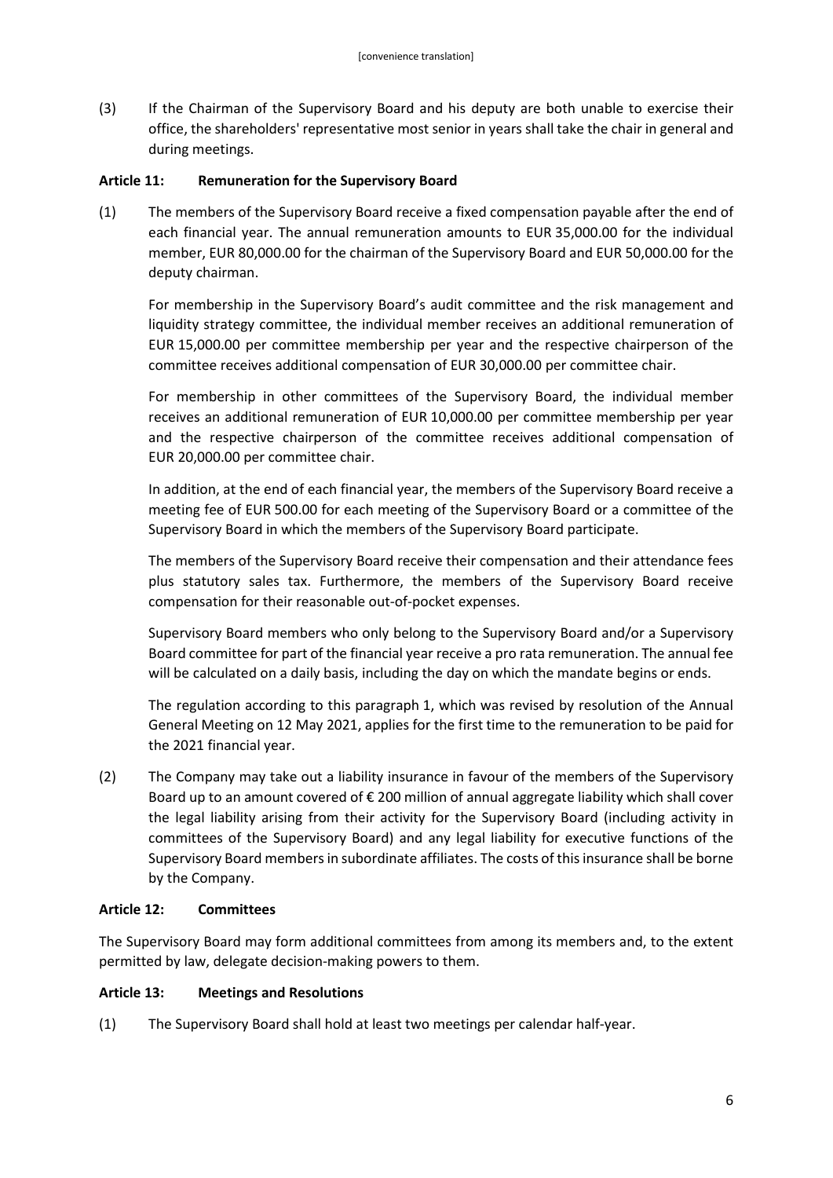(3) If the Chairman of the Supervisory Board and his deputy are both unable to exercise their office, the shareholders' representative most senior in years shall take the chair in general and during meetings.

**Article 11: Remuneration for the Supervisory Board**

(1) The members of the Supervisory Board receive a fixed compensation payable after the end of each financial year. The annual remuneration amounts to EUR 35,000.00 for the individual member, EUR 80,000.00 for the chairman of the Supervisory Board and EUR 50,000.00 for the deputy chairman.

For membership in the Supervisory Board's audit committee and the risk management and liquidity strategy committee, the individual member receives an additional remuneration of EUR 15,000.00 per committee membership per year and the respective chairperson of the committee receives additional compensation of EUR 30,000.00 per committee chair.

For membership in other committees of the Supervisory Board, the individual member receives an additional remuneration of EUR 10,000.00 per committee membership per year and the respective chairperson of the committee receives additional compensation of EUR 20,000.00 per committee chair.

In addition, at the end of each financial year, the members of the Supervisory Board receive a meeting fee of EUR 500.00 for each meeting of the Supervisory Board or a committee of the Supervisory Board in which the members of the Supervisory Board participate.

The members of the Supervisory Board receive their compensation and their attendance fees plus statutory sales tax. Furthermore, the members of the Supervisory Board receive compensation for their reasonable out-of-pocket expenses.

Supervisory Board members who only belong to the Supervisory Board and/or a Supervisory Board committee for part of the financial year receive a pro rata remuneration. The annual fee will be calculated on a daily basis, including the day on which the mandate begins or ends.

The regulation according to this paragraph 1, which was revised by resolution of the Annual General Meeting on 12 May 2021, applies for the first time to the remuneration to be paid for the 2021 financial year.

(2) The Company may take out a liability insurance in favour of the members of the Supervisory Board up to an amount covered of € 200 million of annual aggregate liability which shall cover the legal liability arising from their activity for the Supervisory Board (including activity in committees of the Supervisory Board) and any legal liability for executive functions of the Supervisory Board members in subordinate affiliates. The costs of this insurance shall be borne by the Company.

**Article 12: Committees**

The Supervisory Board may form additional committees from among its members and, to the extent permitted by law, delegate decision-making powers to them.

**Article 13: Meetings and Resolutions**

(1) The Supervisory Board shall hold at least two meetings per calendar half-year.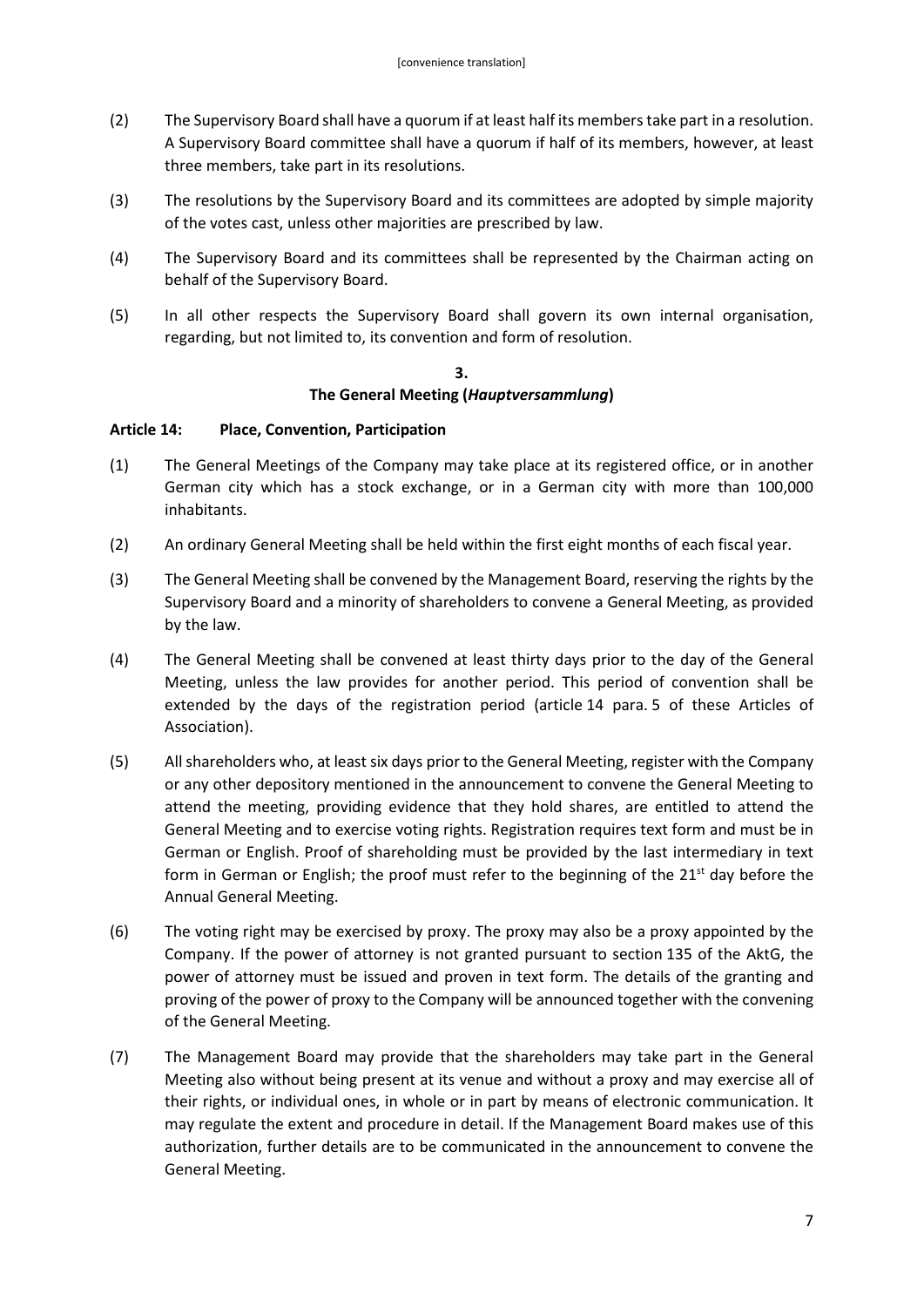(2) The Supervisory Board shall have a quorum if at least half its members take part in a resolution. A Supervisory Board committee shall have a quorum if half of its members, however, at least three members, take part in its resolutions.

(3) The resolutions by the Supervisory Board and its committees are adopted by simple majority of the votes cast, unless other majorities are prescribed by law.

(4) The Supervisory Board and its committees shall be represented by the Chairman acting on behalf of the Supervisory Board.

(5) In all other respects the Supervisory Board shall govern its own internal organisation, regarding, but not limited to, its convention and form of resolution.

## 3.
## The General Meeting (*Hauptversammlung*)

### Article 14: Place, Convention, Participation

(1) The General Meetings of the Company may take place at its registered office, or in another German city which has a stock exchange, or in a German city with more than 100,000 inhabitants.

(2) An ordinary General Meeting shall be held within the first eight months of each fiscal year.

(3) The General Meeting shall be convened by the Management Board, reserving the rights by the Supervisory Board and a minority of shareholders to convene a General Meeting, as provided by the law.

(4) The General Meeting shall be convened at least thirty days prior to the day of the General Meeting, unless the law provides for another period. This period of convention shall be extended by the days of the registration period (article 14 para. 5 of these Articles of Association).

(5) All shareholders who, at least six days prior to the General Meeting, register with the Company or any other depository mentioned in the announcement to convene the General Meeting to attend the meeting, providing evidence that they hold shares, are entitled to attend the General Meeting and to exercise voting rights. Registration requires text form and must be in German or English. Proof of shareholding must be provided by the last intermediary in text form in German or English; the proof must refer to the beginning of the 21st day before the Annual General Meeting.

(6) The voting right may be exercised by proxy. The proxy may also be a proxy appointed by the Company. If the power of attorney is not granted pursuant to section 135 of the AktG, the power of attorney must be issued and proven in text form. The details of the granting and proving of the power of proxy to the Company will be announced together with the convening of the General Meeting.

(7) The Management Board may provide that the shareholders may take part in the General Meeting also without being present at its venue and without a proxy and may exercise all of their rights, or individual ones, in whole or in part by means of electronic communication. It may regulate the extent and procedure in detail. If the Management Board makes use of this authorization, further details are to be communicated in the announcement to convene the General Meeting.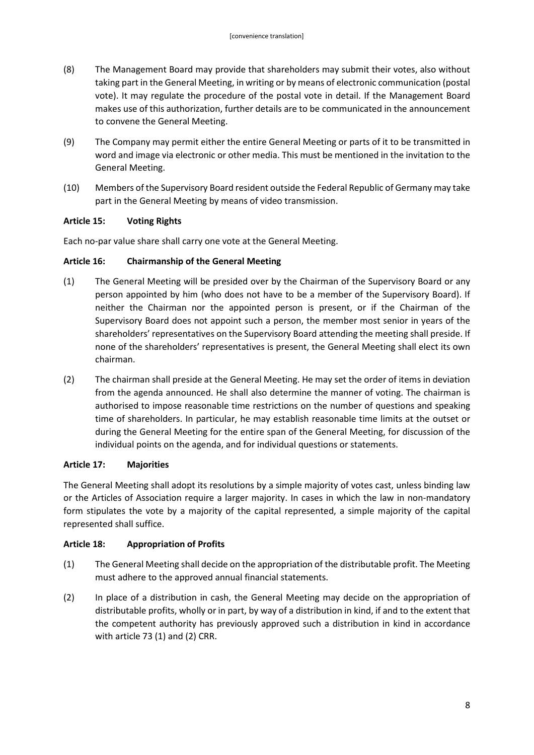(8) The Management Board may provide that shareholders may submit their votes, also without taking part in the General Meeting, in writing or by means of electronic communication (postal vote). It may regulate the procedure of the postal vote in detail. If the Management Board makes use of this authorization, further details are to be communicated in the announcement to convene the General Meeting.

(9) The Company may permit either the entire General Meeting or parts of it to be transmitted in word and image via electronic or other media. This must be mentioned in the invitation to the General Meeting.

(10) Members of the Supervisory Board resident outside the Federal Republic of Germany may take part in the General Meeting by means of video transmission.

### Article 15: Voting Rights

Each no-par value share shall carry one vote at the General Meeting.

### Article 16: Chairmanship of the General Meeting

(1) The General Meeting will be presided over by the Chairman of the Supervisory Board or any person appointed by him (who does not have to be a member of the Supervisory Board). If neither the Chairman nor the appointed person is present, or if the Chairman of the Supervisory Board does not appoint such a person, the member most senior in years of the shareholders' representatives on the Supervisory Board attending the meeting shall preside. If none of the shareholders' representatives is present, the General Meeting shall elect its own chairman.

(2) The chairman shall preside at the General Meeting. He may set the order of items in deviation from the agenda announced. He shall also determine the manner of voting. The chairman is authorised to impose reasonable time restrictions on the number of questions and speaking time of shareholders. In particular, he may establish reasonable time limits at the outset or during the General Meeting for the entire span of the General Meeting, for discussion of the individual points on the agenda, and for individual questions or statements.

### Article 17: Majorities

The General Meeting shall adopt its resolutions by a simple majority of votes cast, unless binding law or the Articles of Association require a larger majority. In cases in which the law in non-mandatory form stipulates the vote by a majority of the capital represented, a simple majority of the capital represented shall suffice.

### Article 18: Appropriation of Profits

(1) The General Meeting shall decide on the appropriation of the distributable profit. The Meeting must adhere to the approved annual financial statements.

(2) In place of a distribution in cash, the General Meeting may decide on the appropriation of distributable profits, wholly or in part, by way of a distribution in kind, if and to the extent that the competent authority has previously approved such a distribution in kind in accordance with article 73 (1) and (2) CRR.